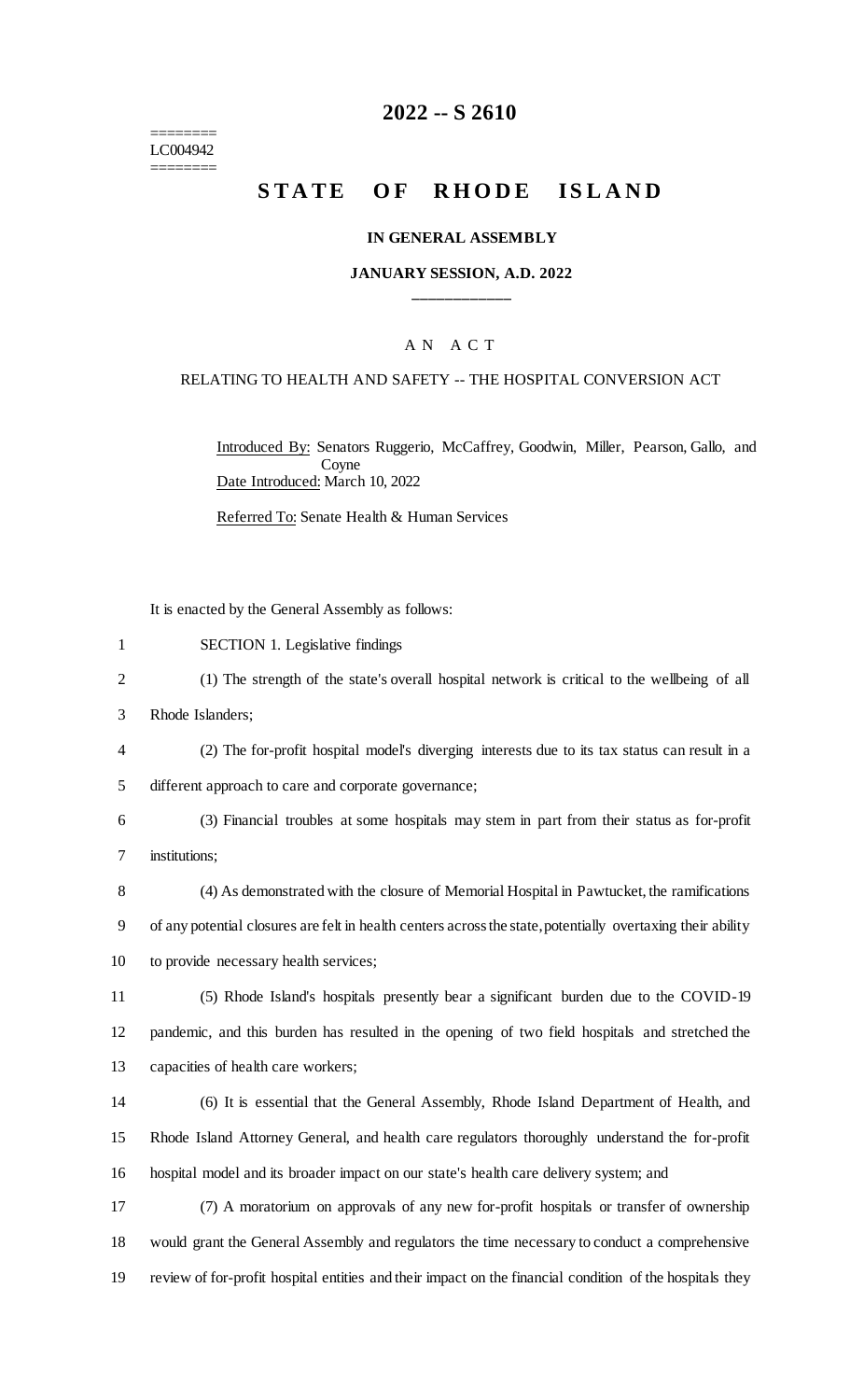# 2022 -- S 2610

========
LC004942
========

# STATE OF RHODE ISLAND

## IN GENERAL ASSEMBLY

## JANUARY SESSION, A.D. 2022

---

A N A C T

RELATING TO HEALTH AND SAFETY -- THE HOSPITAL CONVERSION ACT

Introduced By: Senators Ruggerio, McCaffrey, Goodwin, Miller, Pearson, Gallo, and Coyne

Date Introduced: March 10, 2022

Referred To: Senate Health & Human Services

It is enacted by the General Assembly as follows:

1 SECTION 1. Legislative findings

2 (1) The strength of the state's overall hospital network is critical to the wellbeing of all
3 Rhode Islanders;

4 (2) The for-profit hospital model's diverging interests due to its tax status can result in a
5 different approach to care and corporate governance;

6 (3) Financial troubles at some hospitals may stem in part from their status as for-profit
7 institutions;

8 (4) As demonstrated with the closure of Memorial Hospital in Pawtucket, the ramifications
9 of any potential closures are felt in health centers across the state, potentially overtaxing their ability
10 to provide necessary health services;

11 (5) Rhode Island's hospitals presently bear a significant burden due to the COVID-19
12 pandemic, and this burden has resulted in the opening of two field hospitals and stretched the
13 capacities of health care workers;

14 (6) It is essential that the General Assembly, Rhode Island Department of Health, and
15 Rhode Island Attorney General, and health care regulators thoroughly understand the for-profit
16 hospital model and its broader impact on our state's health care delivery system; and

17 (7) A moratorium on approvals of any new for-profit hospitals or transfer of ownership
18 would grant the General Assembly and regulators the time necessary to conduct a comprehensive
19 review of for-profit hospital entities and their impact on the financial condition of the hospitals they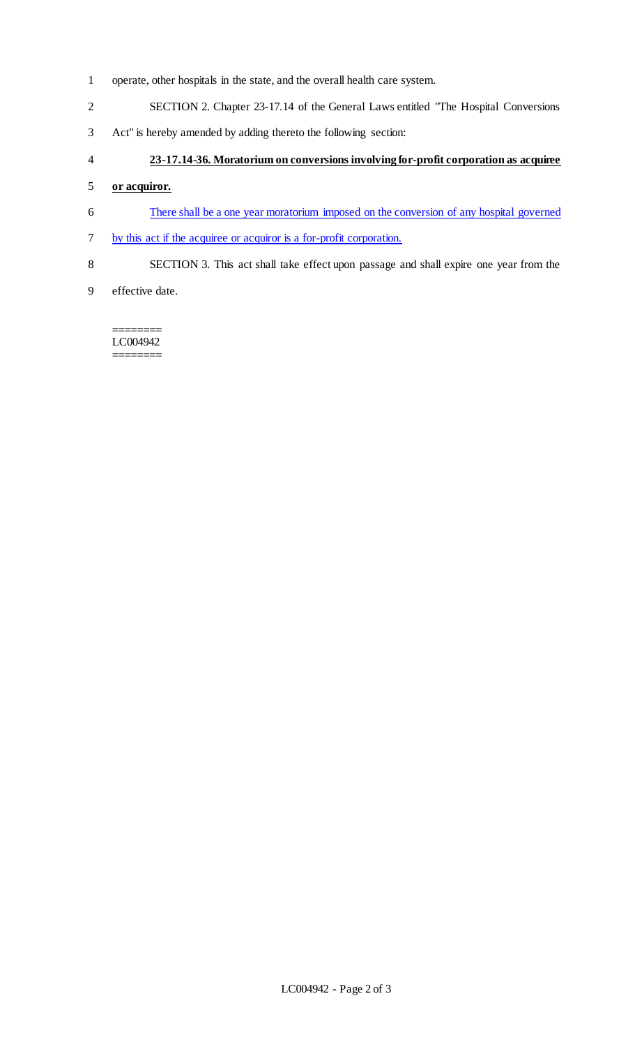operate, other hospitals in the state, and the overall health care system.

SECTION 2. Chapter 23-17.14 of the General Laws entitled "The Hospital Conversions Act" is hereby amended by adding thereto the following section:

**23-17.14-36. Moratorium on conversions involving for-profit corporation as acquiree or acquiror.**

There shall be a one year moratorium imposed on the conversion of any hospital governed by this act if the acquiree or acquiror is a for-profit corporation.

SECTION 3. This act shall take effect upon passage and shall expire one year from the effective date.

========
LC004942
========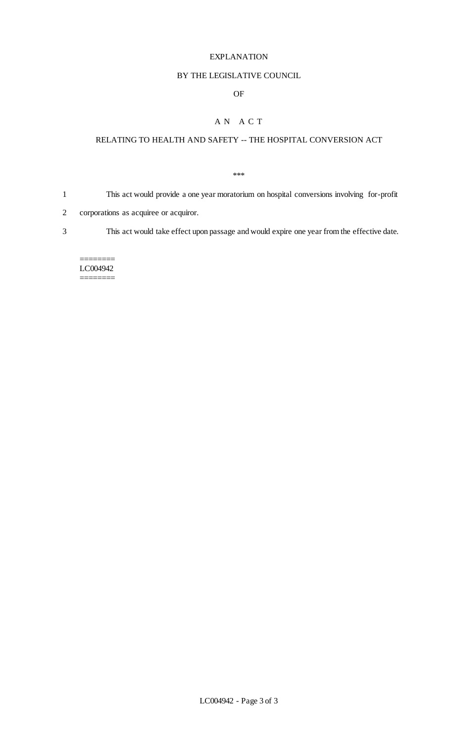EXPLANATION

BY THE LEGISLATIVE COUNCIL

OF

# A N A C T

RELATING TO HEALTH AND SAFETY -- THE HOSPITAL CONVERSION ACT

***

1 This act would provide a one year moratorium on hospital conversions involving for-profit
2 corporations as acquiree or acquiror.
3 This act would take effect upon passage and would expire one year from the effective date.

========
LC004942
========